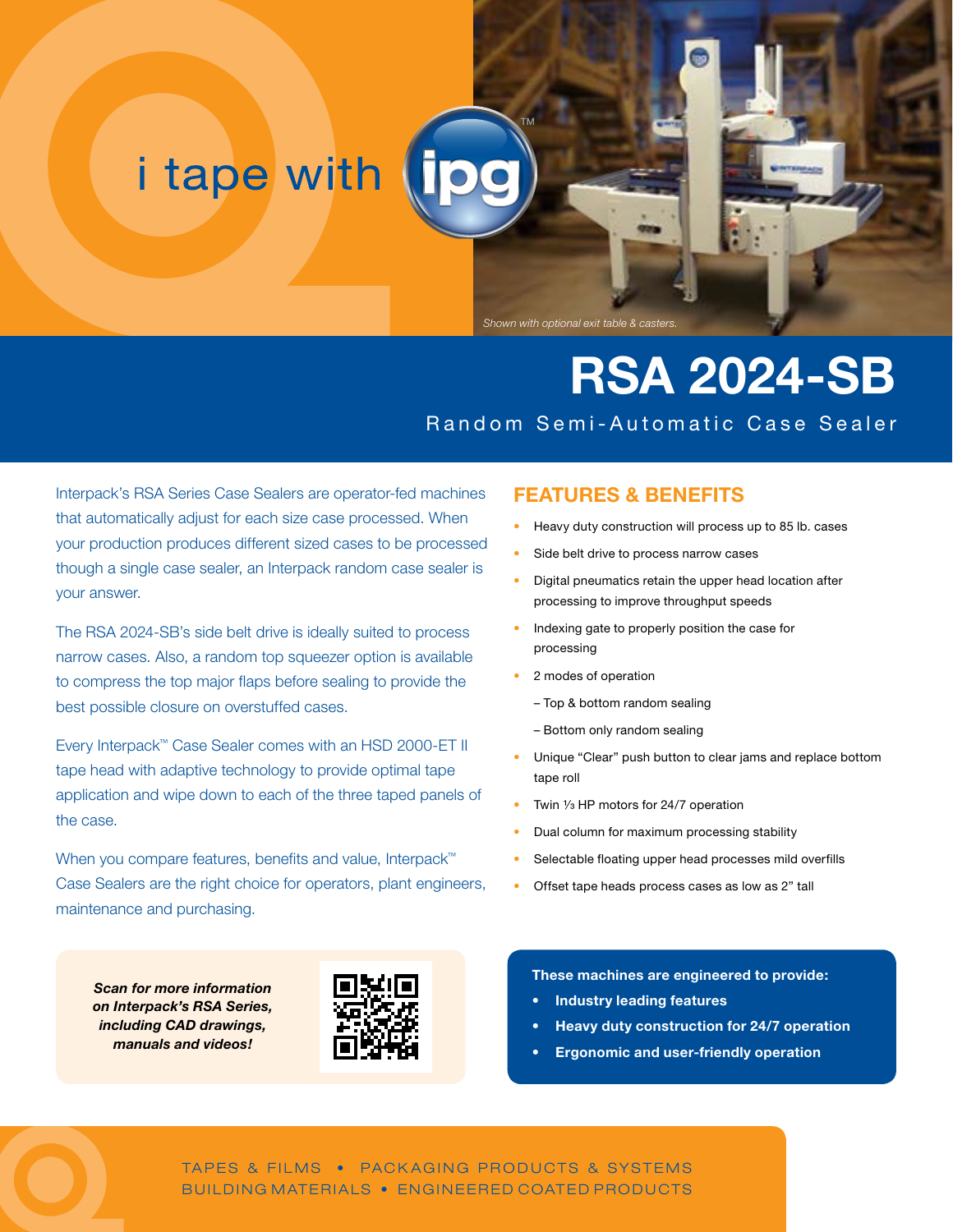i tape with ipg™

*Shown with optional exit table & casters.*

# RSA 2024-SB

## Random Semi-Automatic Case Sealer

Interpack's RSA Series Case Sealers are operator-fed machines that automatically adjust for each size case processed. When your production produces different sized cases to be processed though a single case sealer, an Interpack random case sealer is your answer.

The RSA 2024-SB's side belt drive is ideally suited to process narrow cases. Also, a random top squeezer option is available to compress the top major flaps before sealing to provide the best possible closure on overstuffed cases.

Every Interpack™ Case Sealer comes with an HSD 2000-ET II tape head with adaptive technology to provide optimal tape application and wipe down to each of the three taped panels of the case.

When you compare features, benefits and value, Interpack™ Case Sealers are the right choice for operators, plant engineers, maintenance and purchasing.

## FEATURES & BENEFITS

- Heavy duty construction will process up to 85 lb. cases
- Side belt drive to process narrow cases
- Digital pneumatics retain the upper head location after processing to improve throughput speeds
- Indexing gate to properly position the case for processing
- 2 modes of operation
  - – Top & bottom random sealing
  - – Bottom only random sealing
- Unique "Clear" push button to clear jams and replace bottom tape roll
- Twin ⅓ HP motors for 24/7 operation
- Dual column for maximum processing stability
- Selectable floating upper head processes mild overfills
- Offset tape heads process cases as low as 2" tall

***Scan for more information on Interpack's RSA Series, including CAD drawings, manuals and videos!***

**These machines are engineered to provide:**

- **Industry leading features**
- **Heavy duty construction for 24/7 operation**
- **Ergonomic and user-friendly operation**

TAPES & FILMS • PACKAGING PRODUCTS & SYSTEMS
BUILDING MATERIALS • ENGINEERED COATED PRODUCTS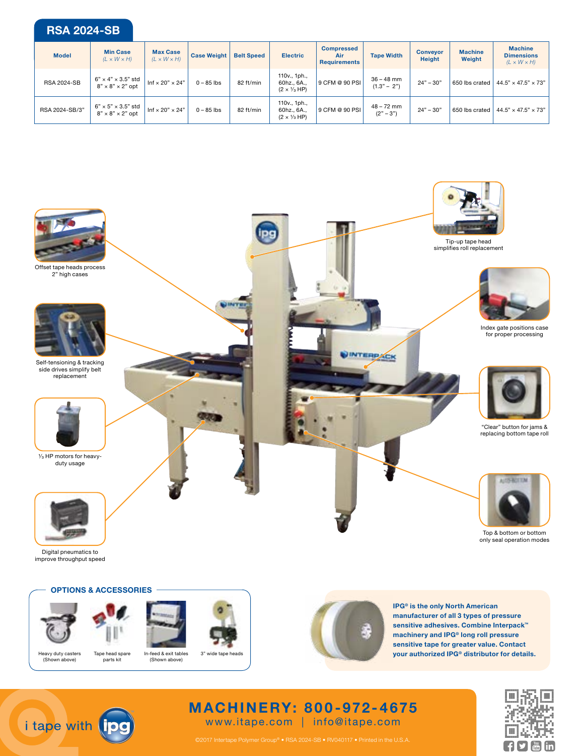## RSA 2024-SB

| Model | Min Case (L × W × H) | Max Case (L × W × H) | Case Weight | Belt Speed | Electric | Compressed Air Requirements | Tape Width | Conveyor Height | Machine Weight | Machine Dimensions (L × W × H) |
|---|---|---|---|---|---|---|---|---|---|---|
| RSA 2024-SB | 6" × 4" × 3.5" std 8" × 8" × 2" opt | Inf × 20" × 24" | 0 – 85 lbs | 82 ft/min | 110v., 1ph., 60hz., 6A., (2 × ⅓ HP) | 9 CFM @ 90 PSI | 36 – 48 mm (1.3" – 2") | 24" – 30" | 650 lbs crated | 44.5" × 47.5" × 73" |
| RSA 2024-SB/3" | 6" × 5" × 3.5" std 8" × 8" × 2" opt | Inf × 20" × 24" | 0 – 85 lbs | 82 ft/min | 110v., 1ph., 60hz., 6A., (2 × ⅓ HP) | 9 CFM @ 90 PSI | 48 – 72 mm (2" – 3") | 24" – 30" | 650 lbs crated | 44.5" × 47.5" × 73" |

Offset tape heads process 2" high cases

Self-tensioning & tracking side drives simplify belt replacement

⅓ HP motors for heavy-duty usage

Digital pneumatics to improve throughput speed

Tip-up tape head simplifies roll replacement

Index gate positions case for proper processing

"Clear" button for jams & replacing bottom tape roll

Top & bottom or bottom only seal operation modes

### OPTIONS & ACCESSORIES

- Heavy duty casters (Shown above)
- Tape head spare parts kit
- In-feed & exit tables (Shown above)
- 3" wide tape heads

**IPG® is the only North American manufacturer of all 3 types of pressure sensitive adhesives. Combine Interpack™ machinery and IPG® long roll pressure sensitive tape for greater value. Contact your authorized IPG® distributor for details.**

i tape with ipg

**MACHINERY: 800-972-4675**

www.itape.com | info@itape.com

©2017 Intertape Polymer Group® • RSA 2024-SB • RV040117 • Printed in the U.S.A.